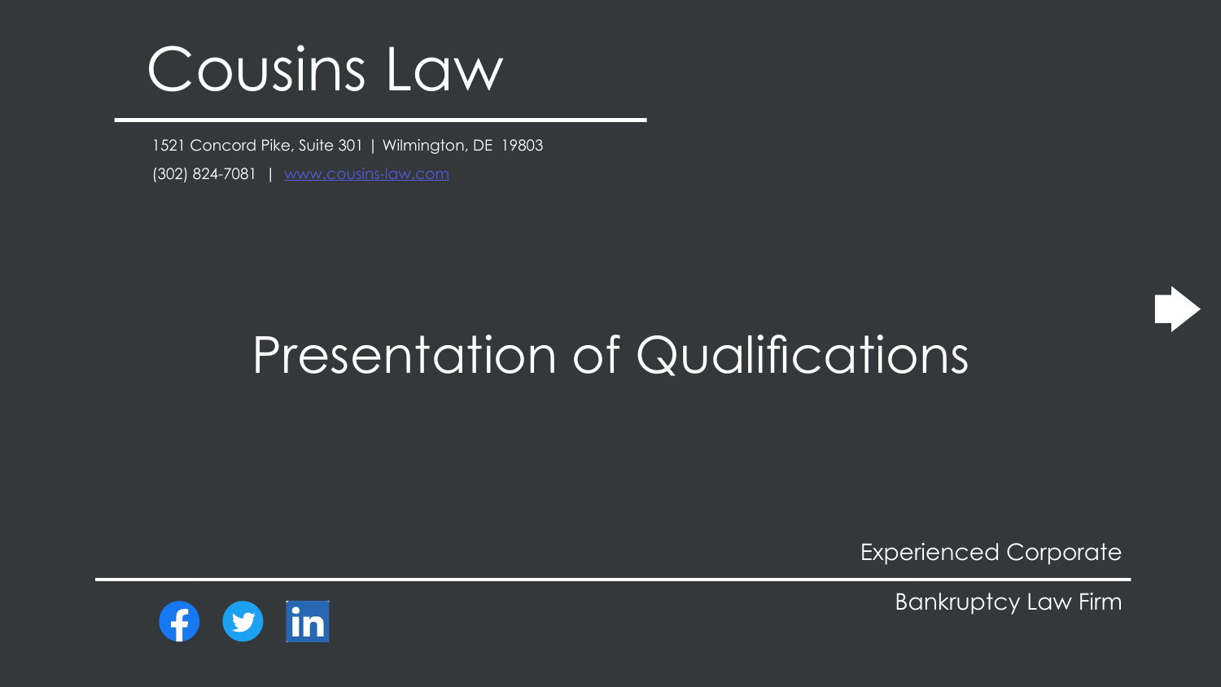# Cousins Law

1521 Concord Pike, Suite 301 | Wilmington, DE 19803

(302) 824-7081 | [www.cousins-law.com](http://www.cousins-law.com)

## Presentation of Qualifications

Experienced Corporate

Bankruptcy Law Firm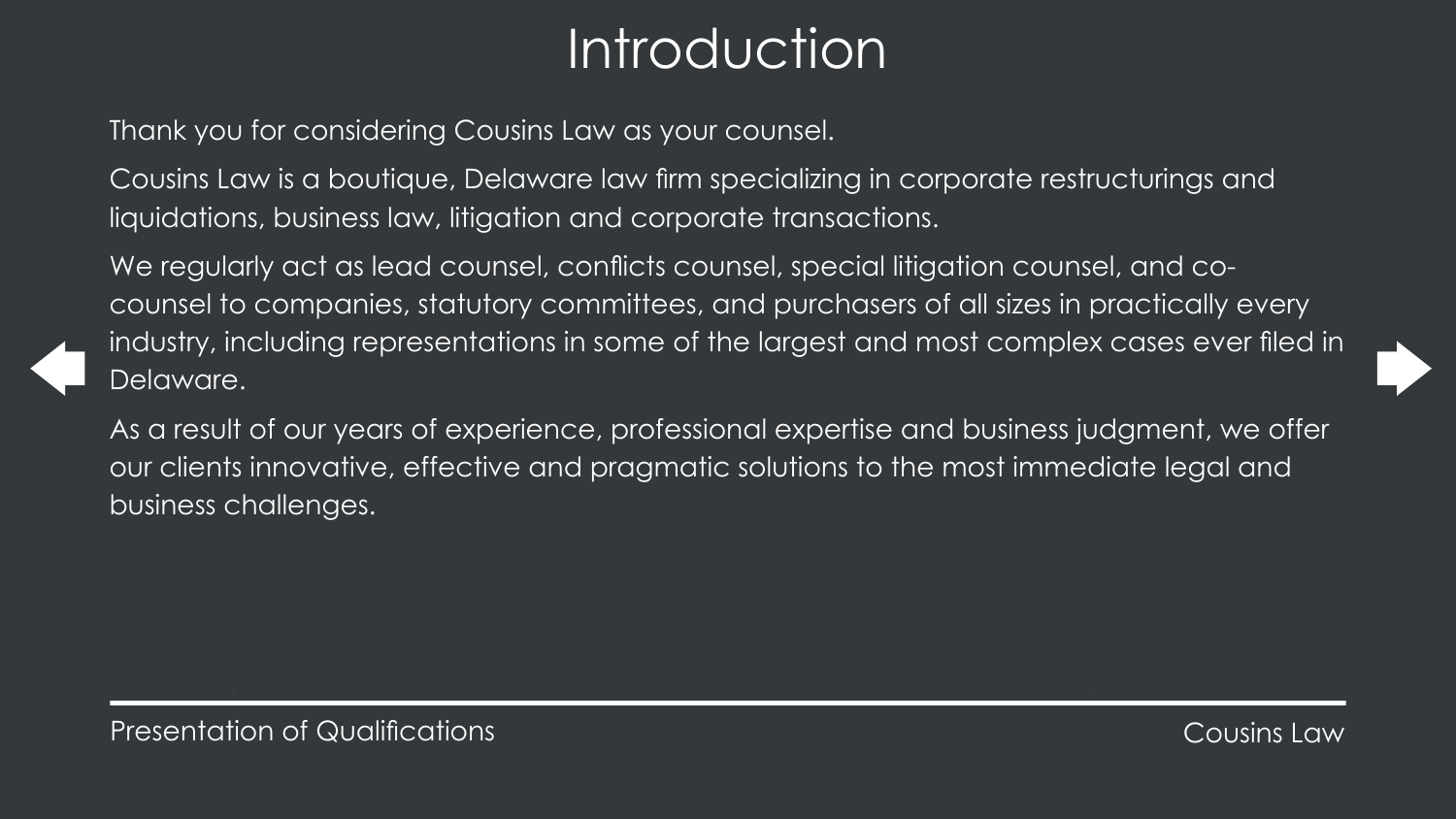# Introduction

Thank you for considering Cousins Law as your counsel.

Cousins Law is a boutique, Delaware law firm specializing in corporate restructurings and liquidations, business law, litigation and corporate transactions.

We regularly act as lead counsel, conflicts counsel, special litigation counsel, and co-counsel to companies, statutory committees, and purchasers of all sizes in practically every industry, including representations in some of the largest and most complex cases ever filed in Delaware.

As a result of our years of experience, professional expertise and business judgment, we offer our clients innovative, effective and pragmatic solutions to the most immediate legal and business challenges.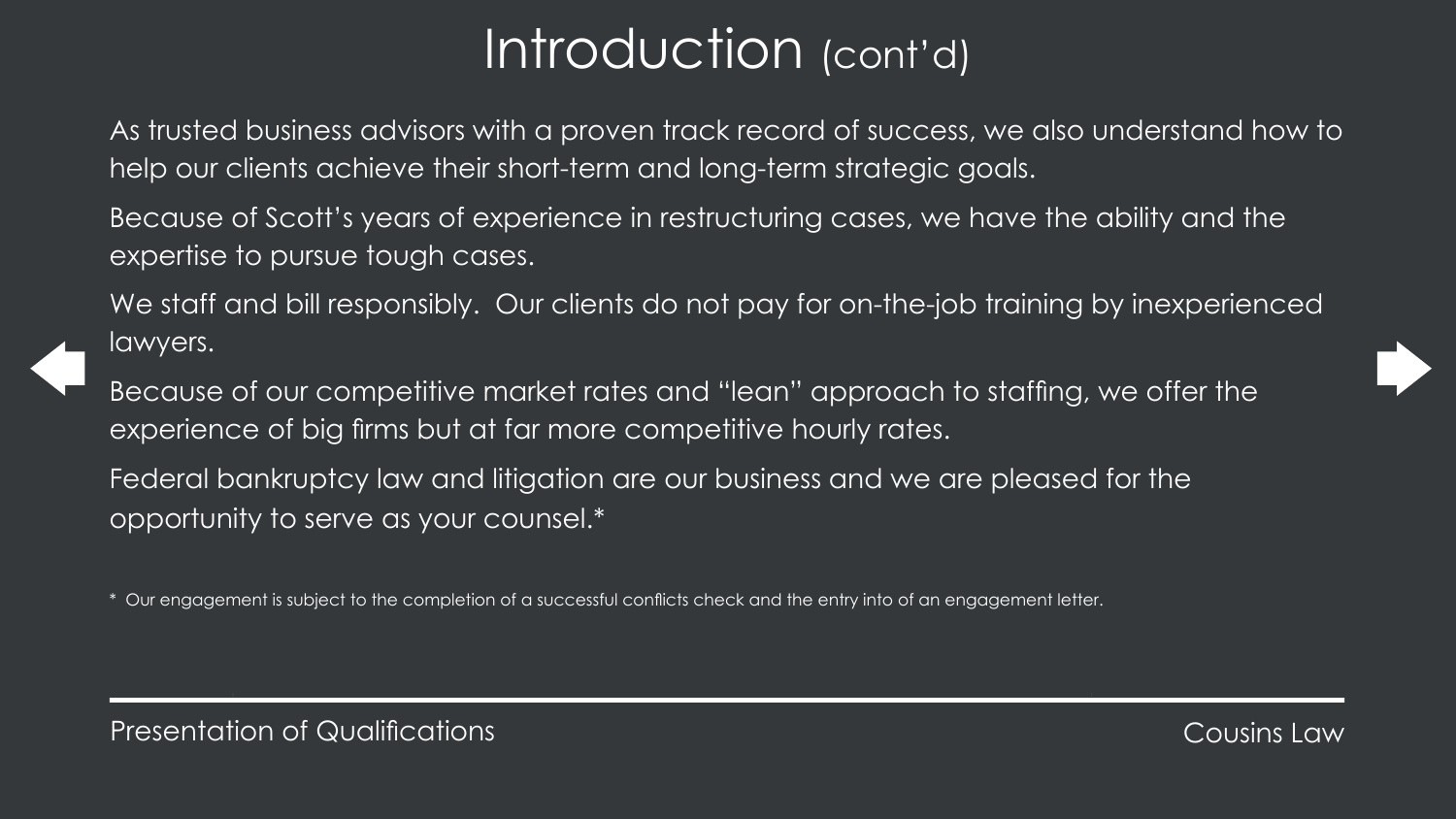# Introduction (cont'd)

As trusted business advisors with a proven track record of success, we also understand how to help our clients achieve their short-term and long-term strategic goals.

Because of Scott's years of experience in restructuring cases, we have the ability and the expertise to pursue tough cases.

We staff and bill responsibly.  Our clients do not pay for on-the-job training by inexperienced lawyers.

Because of our competitive market rates and "lean" approach to staffing, we offer the experience of big firms but at far more competitive hourly rates.

Federal bankruptcy law and litigation are our business and we are pleased for the opportunity to serve as your counsel.*

*  Our engagement is subject to the completion of a successful conflicts check and the entry into of an engagement letter.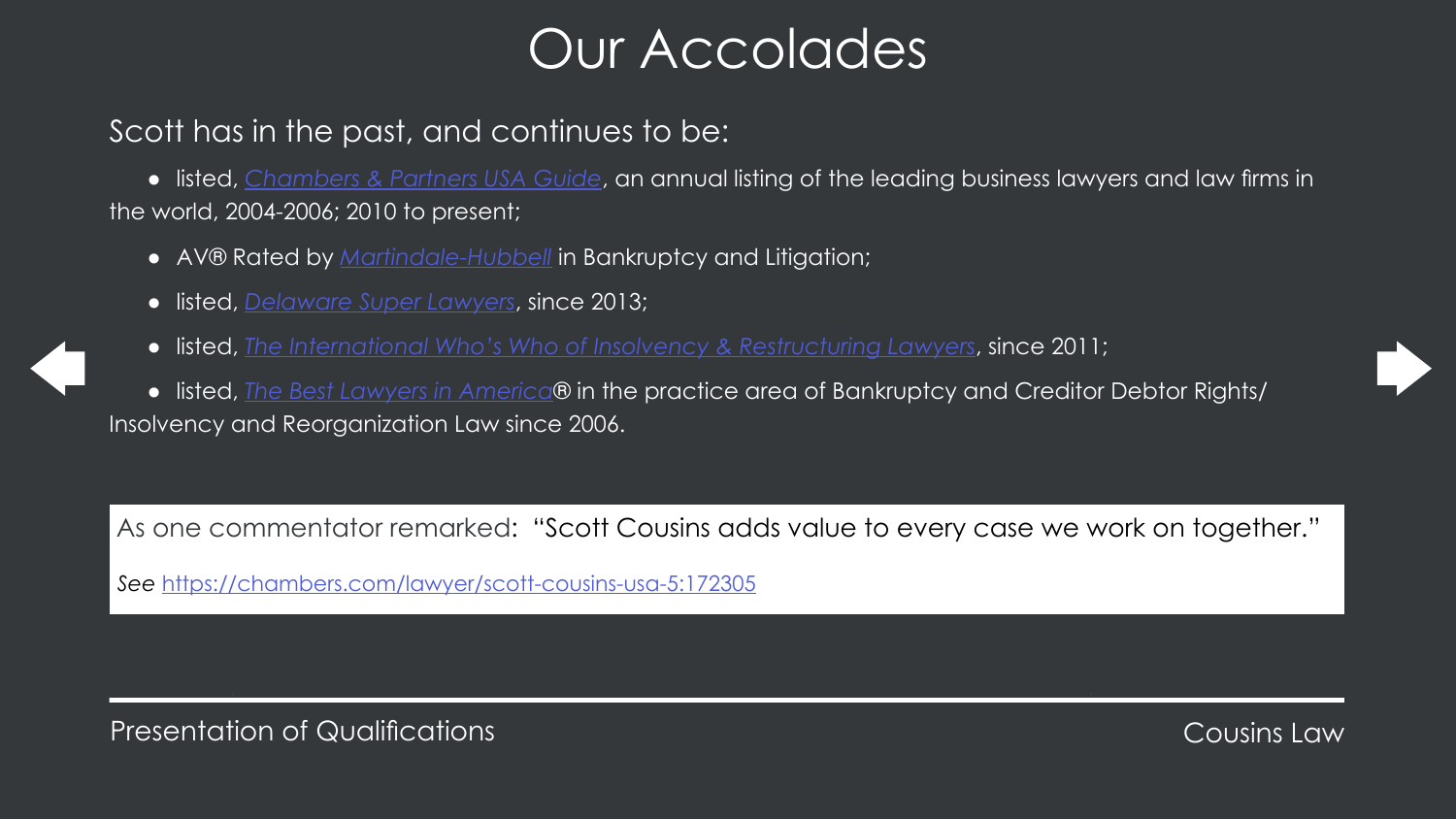# Our Accolades

Scott has in the past, and continues to be:

- listed, *Chambers & Partners USA Guide*, an annual listing of the leading business lawyers and law firms in the world, 2004-2006; 2010 to present;
- AV® Rated by *Martindale-Hubbell* in Bankruptcy and Litigation;
- listed, *Delaware Super Lawyers*, since 2013;
- listed, *The International Who's Who of Insolvency & Restructuring Lawyers*, since 2011;
- listed, *The Best Lawyers in America*® in the practice area of Bankruptcy and Creditor Debtor Rights/ Insolvency and Reorganization Law since 2006.

As one commentator remarked: "Scott Cousins adds value to every case we work on together."

*See* https://chambers.com/lawyer/scott-cousins-usa-5:172305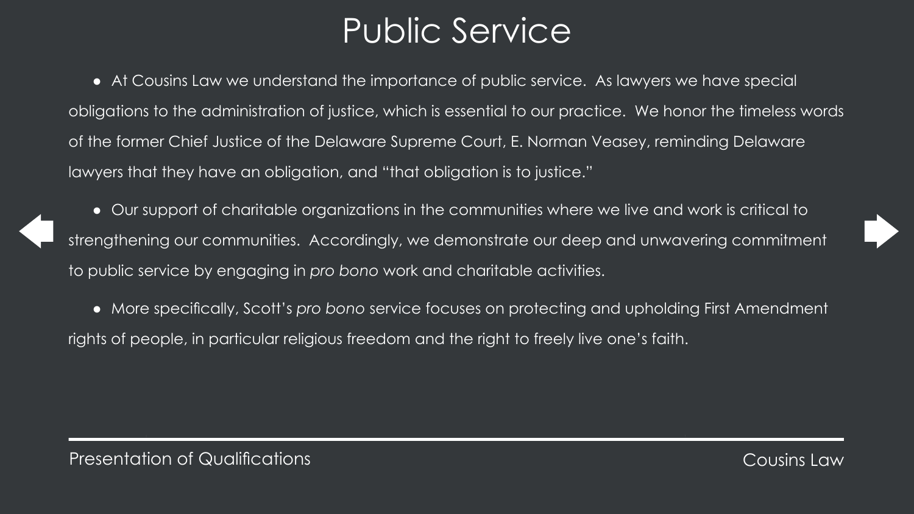# Public Service

- At Cousins Law we understand the importance of public service. As lawyers we have special obligations to the administration of justice, which is essential to our practice. We honor the timeless words of the former Chief Justice of the Delaware Supreme Court, E. Norman Veasey, reminding Delaware lawyers that they have an obligation, and "that obligation is to justice."

- Our support of charitable organizations in the communities where we live and work is critical to strengthening our communities. Accordingly, we demonstrate our deep and unwavering commitment to public service by engaging in *pro bono* work and charitable activities.

- More specifically, Scott's *pro bono* service focuses on protecting and upholding First Amendment rights of people, in particular religious freedom and the right to freely live one's faith.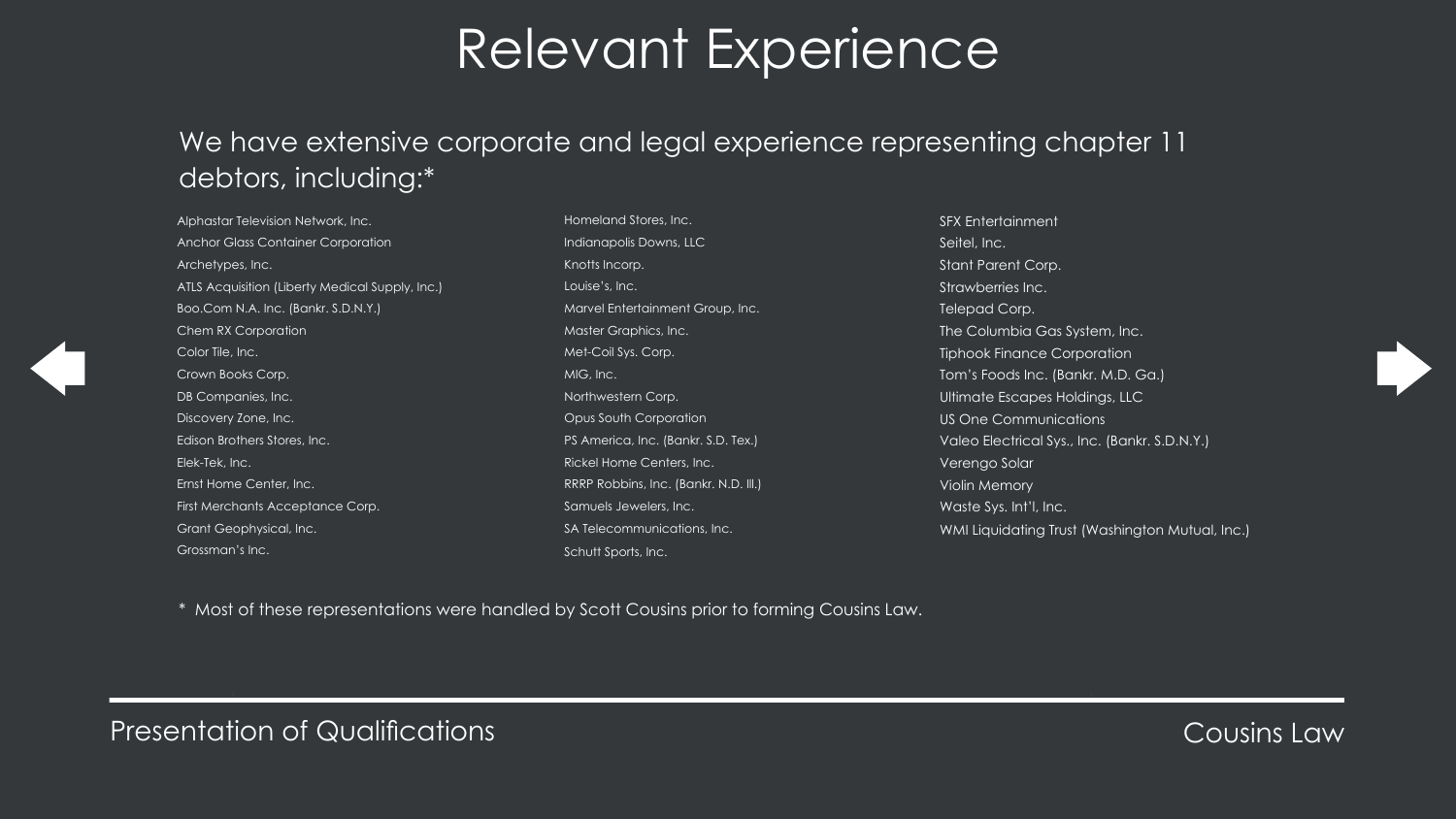# Relevant Experience

We have extensive corporate and legal experience representing chapter 11 debtors, including:*

- Alphastar Television Network, Inc.
- Anchor Glass Container Corporation
- Archetypes, Inc.
- ATLS Acquisition (Liberty Medical Supply, Inc.)
- Boo.Com N.A. Inc. (Bankr. S.D.N.Y.)
- Chem RX Corporation
- Color Tile, Inc.
- Crown Books Corp.
- DB Companies, Inc.
- Discovery Zone, Inc.
- Edison Brothers Stores, Inc.
- Elek-Tek, Inc.
- Ernst Home Center, Inc.
- First Merchants Acceptance Corp.
- Grant Geophysical, Inc.
- Grossman's Inc.
- Homeland Stores, Inc.
- Indianapolis Downs, LLC
- Knotts Incorp.
- Louise's, Inc.
- Marvel Entertainment Group, Inc.
- Master Graphics, Inc.
- Met-Coil Sys. Corp.
- MIG, Inc.
- Northwestern Corp.
- Opus South Corporation
- PS America, Inc. (Bankr. S.D. Tex.)
- Rickel Home Centers, Inc.
- RRRP Robbins, Inc. (Bankr. N.D. Ill.)
- Samuels Jewelers, Inc.
- SA Telecommunications, Inc.
- Schutt Sports, Inc.
- SFX Entertainment
- Seitel, Inc.
- Stant Parent Corp.
- Strawberries Inc.
- Telepad Corp.
- The Columbia Gas System, Inc.
- Tiphook Finance Corporation
- Tom's Foods Inc. (Bankr. M.D. Ga.)
- Ultimate Escapes Holdings, LLC
- US One Communications
- Valeo Electrical Sys., Inc. (Bankr. S.D.N.Y.)
- Verengo Solar
- Violin Memory
- Waste Sys. Int'l, Inc.
- WMI Liquidating Trust (Washington Mutual, Inc.)

* Most of these representations were handled by Scott Cousins prior to forming Cousins Law.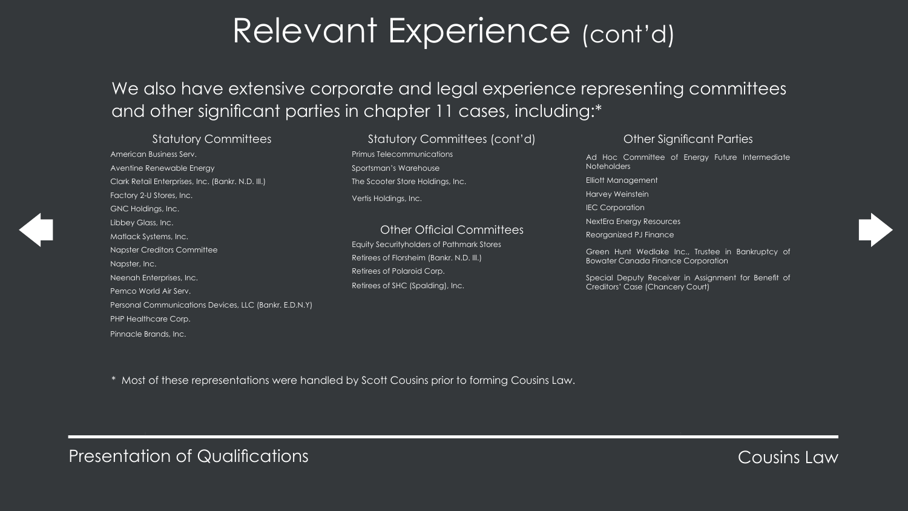# Relevant Experience (cont'd)

We also have extensive corporate and legal experience representing committees and other significant parties in chapter 11 cases, including:*

### Statutory Committees

- American Business Serv.
- Aventine Renewable Energy
- Clark Retail Enterprises, Inc. (Bankr. N.D. Ill.)
- Factory 2-U Stores, Inc.
- GNC Holdings, Inc.
- Libbey Glass, Inc.
- Matlack Systems, Inc.
- Napster Creditors Committee
- Napster, Inc.
- Neenah Enterprises, Inc.
- Pemco World Air Serv.
- Personal Communications Devices, LLC (Bankr. E.D.N.Y)
- PHP Healthcare Corp.
- Pinnacle Brands, Inc.

### Statutory Committees (cont'd)

- Primus Telecommunications
- Sportsman's Warehouse
- The Scooter Store Holdings, Inc.
- Vertis Holdings, Inc.

### Other Official Committees

- Equity Securityholders of Pathmark Stores
- Retirees of Florsheim (Bankr. N.D. Ill.)
- Retirees of Polaroid Corp.
- Retirees of SHC (Spalding), Inc.

### Other Significant Parties

- Ad Hoc Committee of Energy Future Intermediate Noteholders
- Elliott Management
- Harvey Weinstein
- IEC Corporation
- NextEra Energy Resources
- Reorganized PJ Finance
- Green Hunt Wedlake Inc., Trustee in Bankruptcy of Bowater Canada Finance Corporation
- Special Deputy Receiver in Assignment for Benefit of Creditors' Case (Chancery Court)

* Most of these representations were handled by Scott Cousins prior to forming Cousins Law.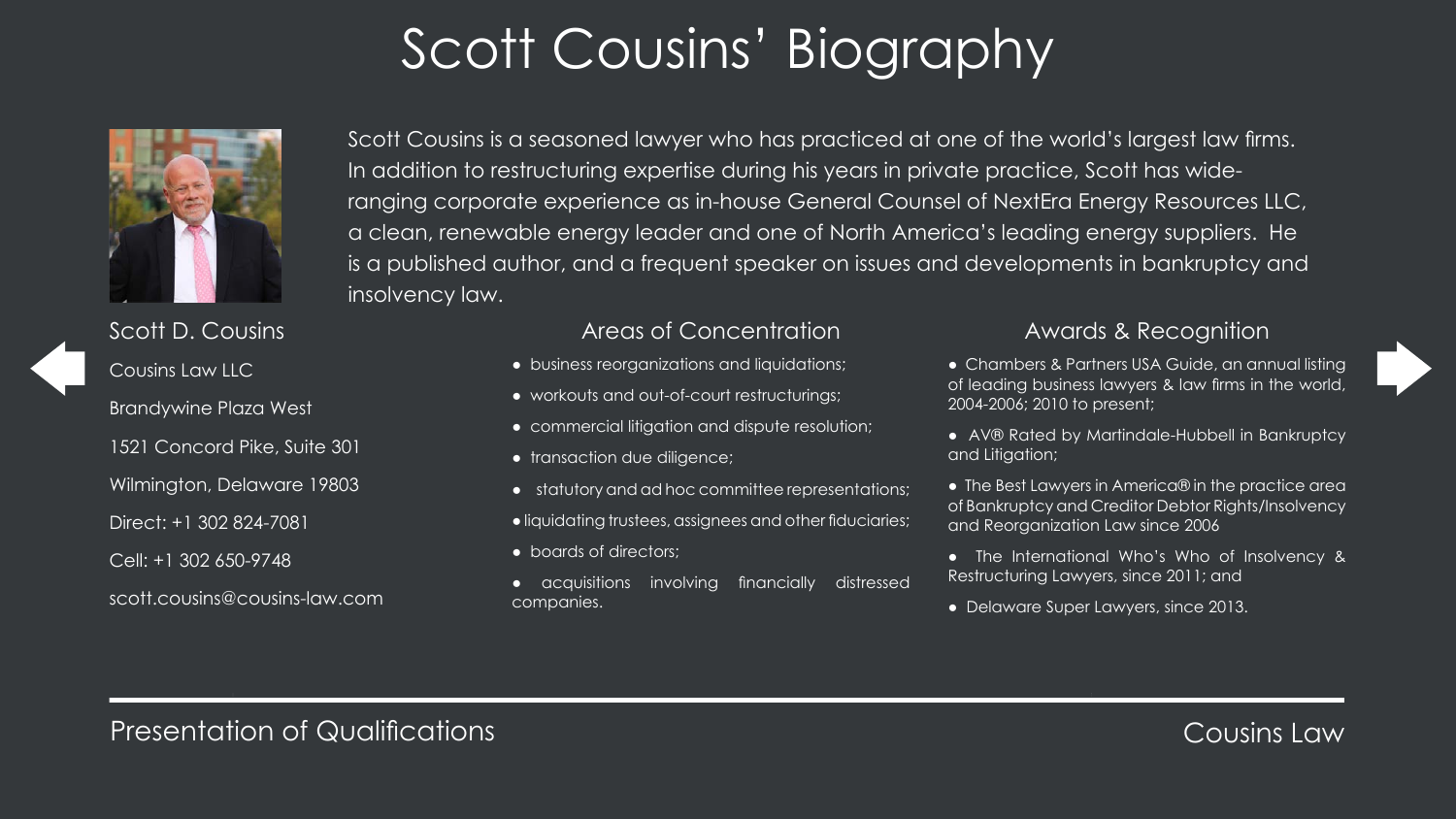# Scott Cousins' Biography

Scott Cousins is a seasoned lawyer who has practiced at one of the world's largest law firms. In addition to restructuring expertise during his years in private practice, Scott has wide-ranging corporate experience as in-house General Counsel of NextEra Energy Resources LLC, a clean, renewable energy leader and one of North America's leading energy suppliers. He is a published author, and a frequent speaker on issues and developments in bankruptcy and insolvency law.

Scott D. Cousins

Cousins Law LLC

Brandywine Plaza West

1521 Concord Pike, Suite 301

Wilmington, Delaware 19803

Direct: +1 302 824-7081

Cell: +1 302 650-9748

scott.cousins@cousins-law.com

## Areas of Concentration

- business reorganizations and liquidations;
- workouts and out-of-court restructurings;
- commercial litigation and dispute resolution;
- transaction due diligence;
- statutory and ad hoc committee representations;
- liquidating trustees, assignees and other fiduciaries;
- boards of directors;
- acquisitions involving financially distressed companies.

## Awards & Recognition

- Chambers & Partners USA Guide, an annual listing of leading business lawyers & law firms in the world, 2004-2006; 2010 to present;
- AV® Rated by Martindale-Hubbell in Bankruptcy and Litigation;
- The Best Lawyers in America® in the practice area of Bankruptcy and Creditor Debtor Rights/Insolvency and Reorganization Law since 2006
- The International Who's Who of Insolvency & Restructuring Lawyers, since 2011; and
- Delaware Super Lawyers, since 2013.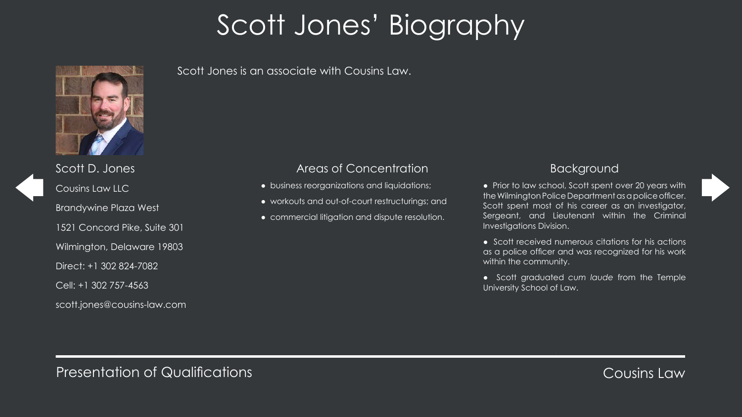# Scott Jones' Biography

Scott Jones is an associate with Cousins Law.

Scott D. Jones

Cousins Law LLC

Brandywine Plaza West

1521 Concord Pike, Suite 301

Wilmington, Delaware 19803

Direct: +1 302 824-7082

Cell: +1 302 757-4563

scott.jones@cousins-law.com

## Areas of Concentration

- business reorganizations and liquidations;
- workouts and out-of-court restructurings; and
- commercial litigation and dispute resolution.

## Background

- Prior to law school, Scott spent over 20 years with the Wilmington Police Department as a police officer. Scott spent most of his career as an investigator, Sergeant, and Lieutenant within the Criminal Investigations Division.
- Scott received numerous citations for his actions as a police officer and was recognized for his work within the community.
- Scott graduated *cum laude* from the Temple University School of Law.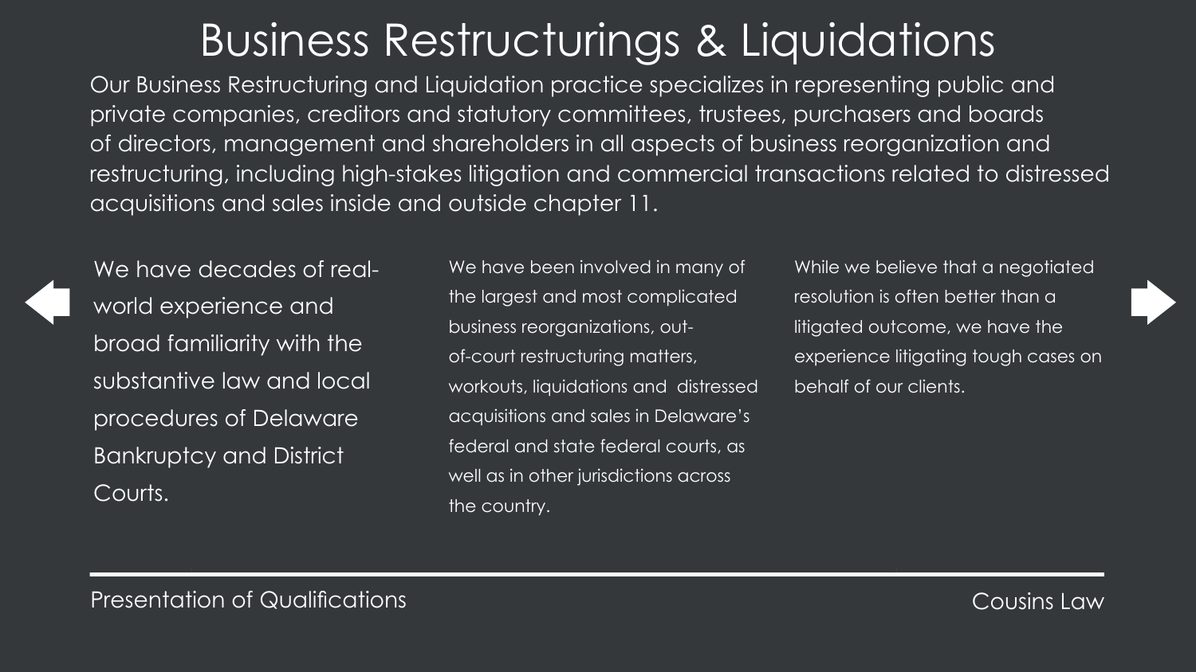# Business Restructurings & Liquidations

Our Business Restructuring and Liquidation practice specializes in representing public and private companies, creditors and statutory committees, trustees, purchasers and boards of directors, management and shareholders in all aspects of business reorganization and restructuring, including high-stakes litigation and commercial transactions related to distressed acquisitions and sales inside and outside chapter 11.

We have decades of real-world experience and broad familiarity with the substantive law and local procedures of Delaware Bankruptcy and District Courts.

We have been involved in many of the largest and most complicated business reorganizations, out-of-court restructuring matters, workouts, liquidations and distressed acquisitions and sales in Delaware's federal and state federal courts, as well as in other jurisdictions across the country.

While we believe that a negotiated resolution is often better than a litigated outcome, we have the experience litigating tough cases on behalf of our clients.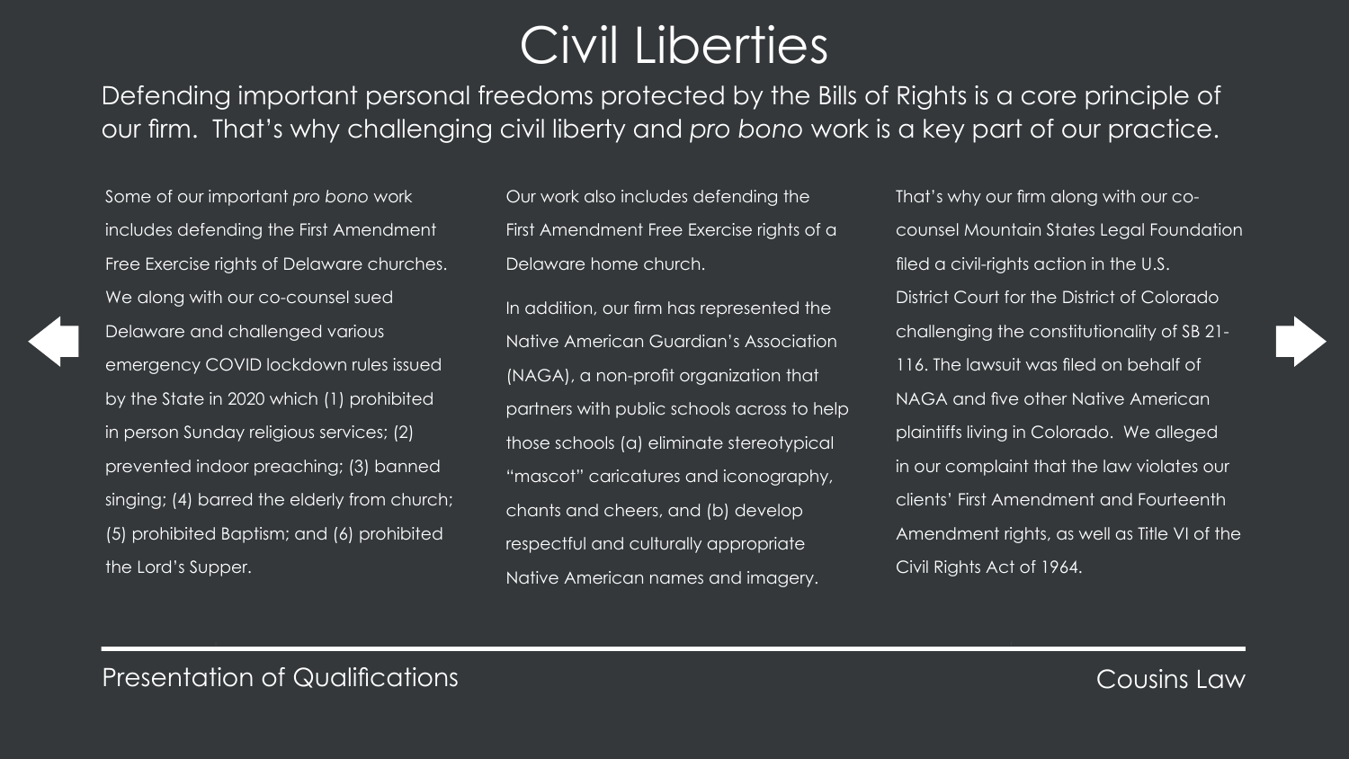# Civil Liberties

Defending important personal freedoms protected by the Bills of Rights is a core principle of our firm. That's why challenging civil liberty and *pro bono* work is a key part of our practice.

Some of our important *pro bono* work includes defending the First Amendment Free Exercise rights of Delaware churches. We along with our co-counsel sued Delaware and challenged various emergency COVID lockdown rules issued by the State in 2020 which (1) prohibited in person Sunday religious services; (2) prevented indoor preaching; (3) banned singing; (4) barred the elderly from church; (5) prohibited Baptism; and (6) prohibited the Lord's Supper.

Our work also includes defending the First Amendment Free Exercise rights of a Delaware home church.

In addition, our firm has represented the Native American Guardian's Association (NAGA), a non-profit organization that partners with public schools across to help those schools (a) eliminate stereotypical "mascot" caricatures and iconography, chants and cheers, and (b) develop respectful and culturally appropriate Native American names and imagery.

That's why our firm along with our co-counsel Mountain States Legal Foundation filed a civil-rights action in the U.S. District Court for the District of Colorado challenging the constitutionality of SB 21-116. The lawsuit was filed on behalf of NAGA and five other Native American plaintiffs living in Colorado. We alleged in our complaint that the law violates our clients' First Amendment and Fourteenth Amendment rights, as well as Title VI of the Civil Rights Act of 1964.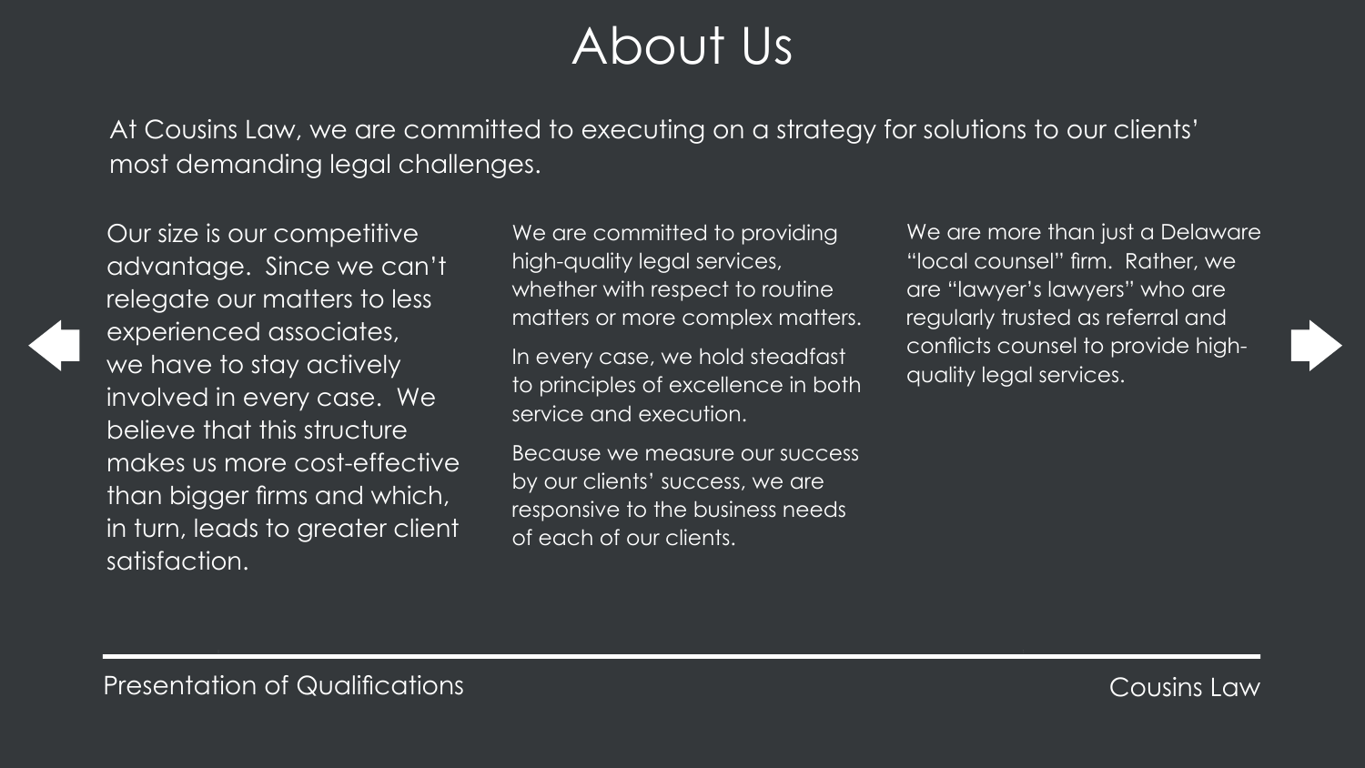# About Us

At Cousins Law, we are committed to executing on a strategy for solutions to our clients' most demanding legal challenges.

Our size is our competitive advantage. Since we can't relegate our matters to less experienced associates, we have to stay actively involved in every case. We believe that this structure makes us more cost-effective than bigger firms and which, in turn, leads to greater client satisfaction.

We are committed to providing high-quality legal services, whether with respect to routine matters or more complex matters.

In every case, we hold steadfast to principles of excellence in both service and execution.

Because we measure our success by our clients' success, we are responsive to the business needs of each of our clients.

We are more than just a Delaware "local counsel" firm. Rather, we are "lawyer's lawyers" who are regularly trusted as referral and conflicts counsel to provide high-quality legal services.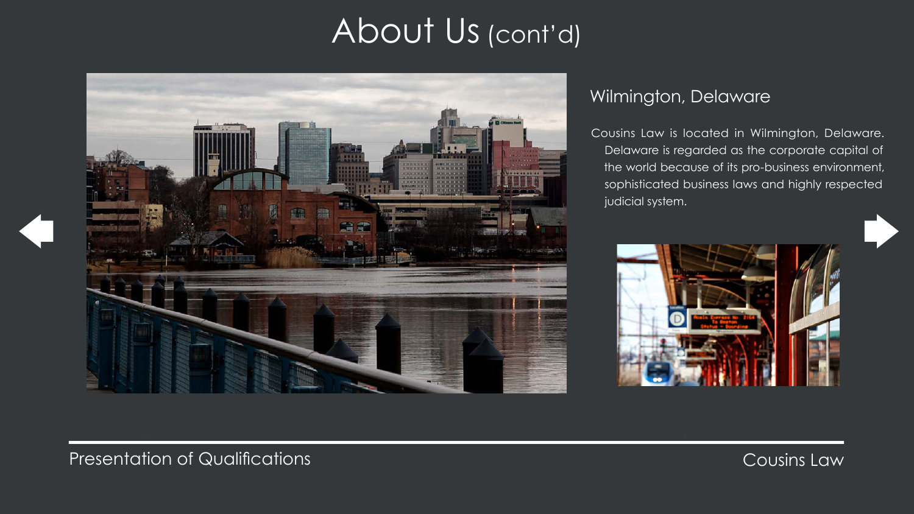# About Us (cont'd)

## Wilmington, Delaware

Cousins Law is located in Wilmington, Delaware. Delaware is regarded as the corporate capital of the world because of its pro-business environment, sophisticated business laws and highly respected judicial system.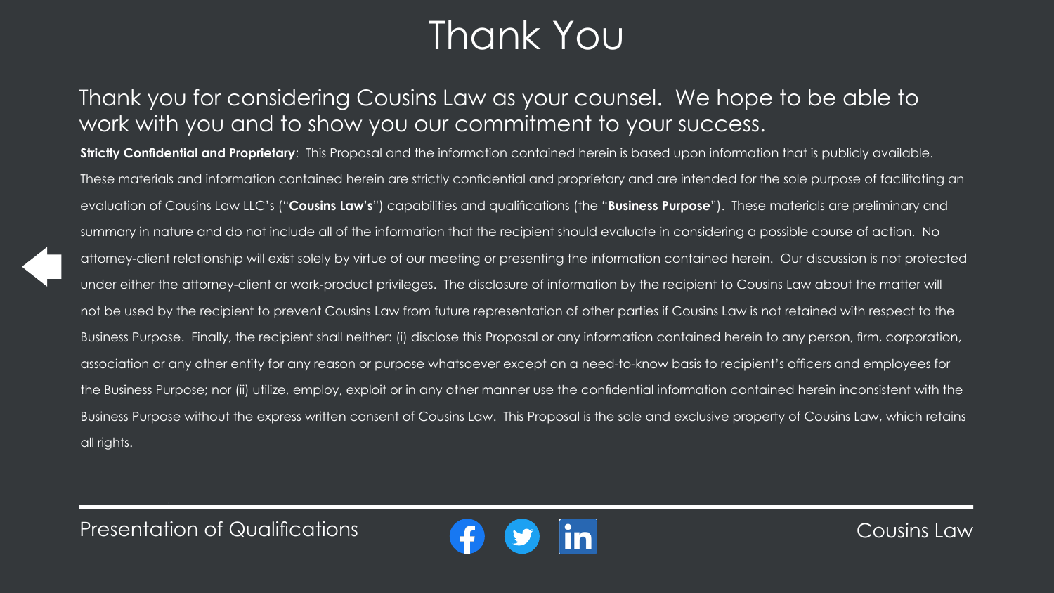# Thank You

Thank you for considering Cousins Law as your counsel. We hope to be able to work with you and to show you our commitment to your success.

**Strictly Confidential and Proprietary**: This Proposal and the information contained herein is based upon information that is publicly available. These materials and information contained herein are strictly confidential and proprietary and are intended for the sole purpose of facilitating an evaluation of Cousins Law LLC's ("**Cousins Law's**") capabilities and qualifications (the "**Business Purpose**"). These materials are preliminary and summary in nature and do not include all of the information that the recipient should evaluate in considering a possible course of action. No attorney-client relationship will exist solely by virtue of our meeting or presenting the information contained herein. Our discussion is not protected under either the attorney-client or work-product privileges. The disclosure of information by the recipient to Cousins Law about the matter will not be used by the recipient to prevent Cousins Law from future representation of other parties if Cousins Law is not retained with respect to the Business Purpose. Finally, the recipient shall neither: (i) disclose this Proposal or any information contained herein to any person, firm, corporation, association or any other entity for any reason or purpose whatsoever except on a need-to-know basis to recipient's officers and employees for the Business Purpose; nor (ii) utilize, employ, exploit or in any other manner use the confidential information contained herein inconsistent with the Business Purpose without the express written consent of Cousins Law. This Proposal is the sole and exclusive property of Cousins Law, which retains all rights.